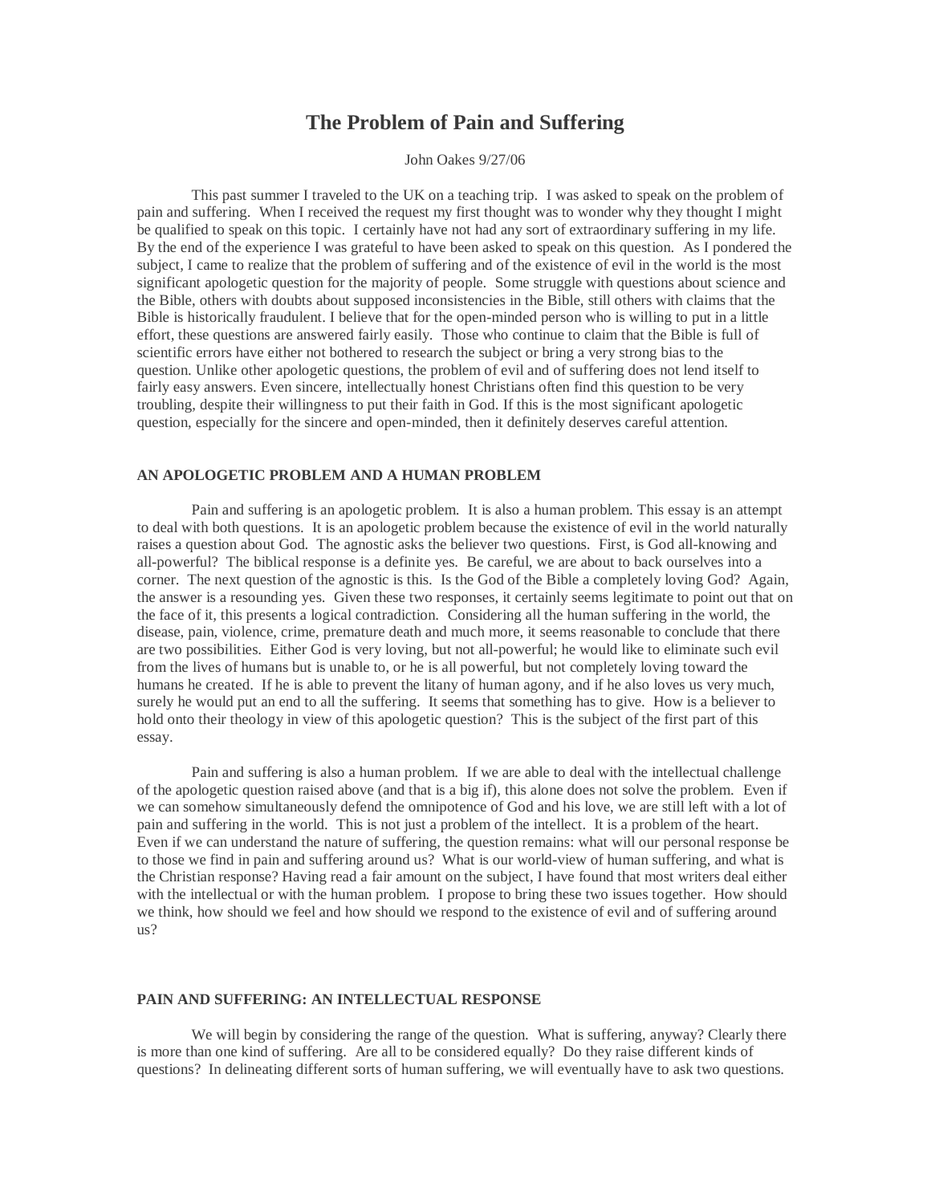# The Problem of Pain and Suffering

John Oakes 9/27/06

This past summer I traveled to the UK on a teaching trip. I was asked to speak on the problem of pain and suffering. When I received the request my first thought was to wonder why they thought I might be qualified to speak on this topic. I certainly have not had any sort of extraordinary suffering in my life. By the end of the experience I was grateful to have been asked to speak on this question. As I pondered the subject, I came to realize that the problem of suffering and of the existence of evil in the world is the most significant apologetic question for the majority of people. Some struggle with questions about science and the Bible, others with doubts about supposed inconsistencies in the Bible, still others with claims that the Bible is historically fraudulent. I believe that for the open-minded person who is willing to put in a little effort, these questions are answered fairly easily. Those who continue to claim that the Bible is full of scientific errors have either not bothered to research the subject or bring a very strong bias to the question. Unlike other apologetic questions, the problem of evil and of suffering does not lend itself to fairly easy answers. Even sincere, intellectually honest Christians often find this question to be very troubling, despite their willingness to put their faith in God. If this is the most significant apologetic question, especially for the sincere and open-minded, then it definitely deserves careful attention.

## AN APOLOGETIC PROBLEM AND A HUMAN PROBLEM

Pain and suffering is an apologetic problem. It is also a human problem. This essay is an attempt to deal with both questions. It is an apologetic problem because the existence of evil in the world naturally raises a question about God. The agnostic asks the believer two questions. First, is God all-knowing and all-powerful? The biblical response is a definite yes. Be careful, we are about to back ourselves into a corner. The next question of the agnostic is this. Is the God of the Bible a completely loving God? Again, the answer is a resounding yes. Given these two responses, it certainly seems legitimate to point out that on the face of it, this presents a logical contradiction. Considering all the human suffering in the world, the disease, pain, violence, crime, premature death and much more, it seems reasonable to conclude that there are two possibilities. Either God is very loving, but not all-powerful; he would like to eliminate such evil from the lives of humans but is unable to, or he is all powerful, but not completely loving toward the humans he created. If he is able to prevent the litany of human agony, and if he also loves us very much, surely he would put an end to all the suffering. It seems that something has to give. How is a believer to hold onto their theology in view of this apologetic question? This is the subject of the first part of this essay.

Pain and suffering is also a human problem. If we are able to deal with the intellectual challenge of the apologetic question raised above (and that is a big if), this alone does not solve the problem. Even if we can somehow simultaneously defend the omnipotence of God and his love, we are still left with a lot of pain and suffering in the world. This is not just a problem of the intellect. It is a problem of the heart. Even if we can understand the nature of suffering, the question remains: what will our personal response be to those we find in pain and suffering around us? What is our world-view of human suffering, and what is the Christian response? Having read a fair amount on the subject, I have found that most writers deal either with the intellectual or with the human problem. I propose to bring these two issues together. How should we think, how should we feel and how should we respond to the existence of evil and of suffering around us?

## PAIN AND SUFFERING: AN INTELLECTUAL RESPONSE

We will begin by considering the range of the question. What is suffering, anyway? Clearly there is more than one kind of suffering. Are all to be considered equally? Do they raise different kinds of questions? In delineating different sorts of human suffering, we will eventually have to ask two questions.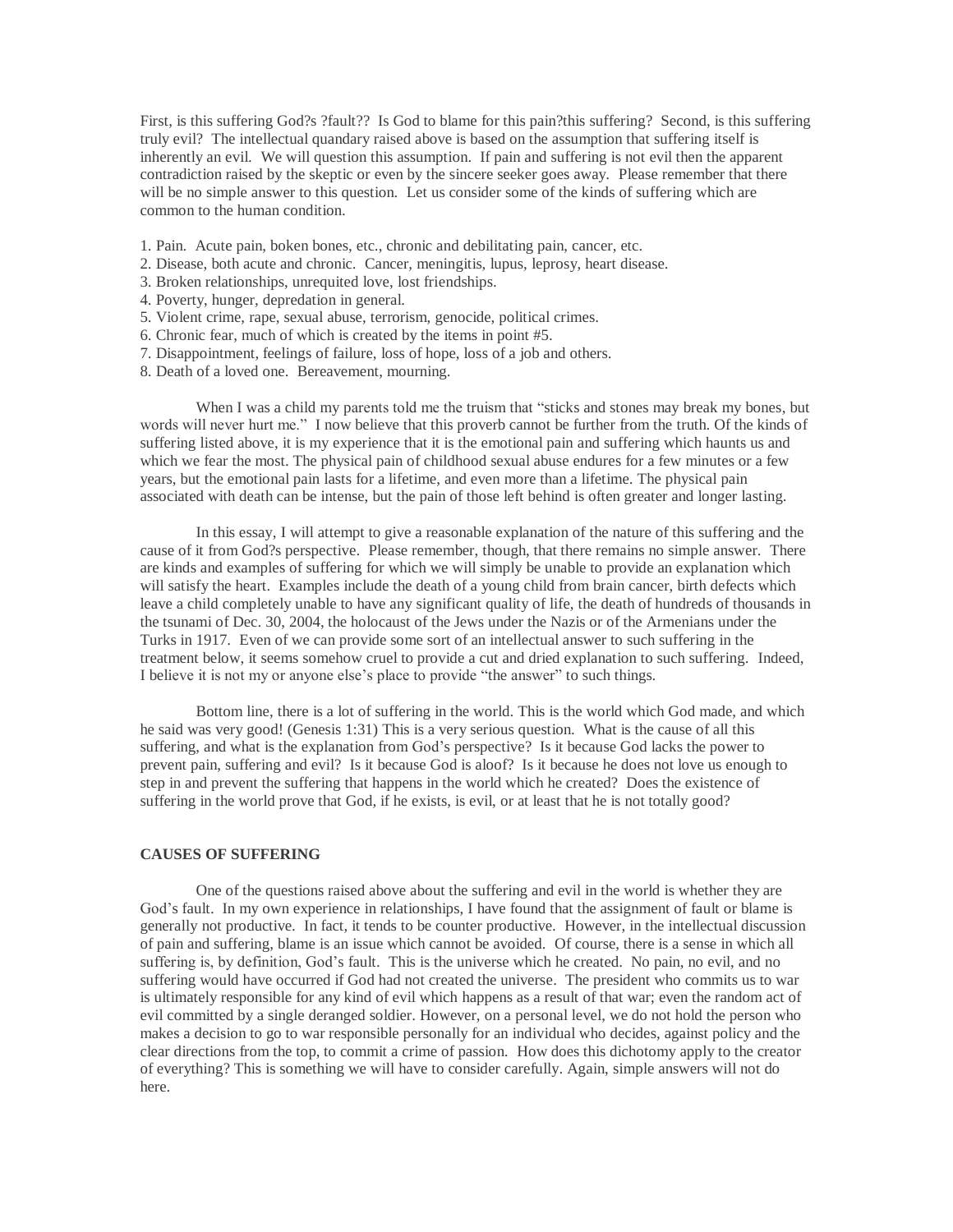First, is this suffering God?s ?fault?? Is God to blame for this pain?this suffering? Second, is this suffering truly evil? The intellectual quandary raised above is based on the assumption that suffering itself is inherently an evil. We will question this assumption. If pain and suffering is not evil then the apparent contradiction raised by the skeptic or even by the sincere seeker goes away. Please remember that there will be no simple answer to this question. Let us consider some of the kinds of suffering which are common to the human condition.

1. Pain. Acute pain, boken bones, etc., chronic and debilitating pain, cancer, etc.
2. Disease, both acute and chronic. Cancer, meningitis, lupus, leprosy, heart disease.
3. Broken relationships, unrequited love, lost friendships.
4. Poverty, hunger, depredation in general.
5. Violent crime, rape, sexual abuse, terrorism, genocide, political crimes.
6. Chronic fear, much of which is created by the items in point #5.
7. Disappointment, feelings of failure, loss of hope, loss of a job and others.
8. Death of a loved one. Bereavement, mourning.

When I was a child my parents told me the truism that "sticks and stones may break my bones, but words will never hurt me." I now believe that this proverb cannot be further from the truth. Of the kinds of suffering listed above, it is my experience that it is the emotional pain and suffering which haunts us and which we fear the most. The physical pain of childhood sexual abuse endures for a few minutes or a few years, but the emotional pain lasts for a lifetime, and even more than a lifetime. The physical pain associated with death can be intense, but the pain of those left behind is often greater and longer lasting.

In this essay, I will attempt to give a reasonable explanation of the nature of this suffering and the cause of it from God?s perspective. Please remember, though, that there remains no simple answer. There are kinds and examples of suffering for which we will simply be unable to provide an explanation which will satisfy the heart. Examples include the death of a young child from brain cancer, birth defects which leave a child completely unable to have any significant quality of life, the death of hundreds of thousands in the tsunami of Dec. 30, 2004, the holocaust of the Jews under the Nazis or of the Armenians under the Turks in 1917. Even of we can provide some sort of an intellectual answer to such suffering in the treatment below, it seems somehow cruel to provide a cut and dried explanation to such suffering. Indeed, I believe it is not my or anyone else's place to provide "the answer" to such things.

Bottom line, there is a lot of suffering in the world. This is the world which God made, and which he said was very good! (Genesis 1:31) This is a very serious question. What is the cause of all this suffering, and what is the explanation from God's perspective? Is it because God lacks the power to prevent pain, suffering and evil? Is it because God is aloof? Is it because he does not love us enough to step in and prevent the suffering that happens in the world which he created? Does the existence of suffering in the world prove that God, if he exists, is evil, or at least that he is not totally good?

## CAUSES OF SUFFERING

One of the questions raised above about the suffering and evil in the world is whether they are God's fault. In my own experience in relationships, I have found that the assignment of fault or blame is generally not productive. In fact, it tends to be counter productive. However, in the intellectual discussion of pain and suffering, blame is an issue which cannot be avoided. Of course, there is a sense in which all suffering is, by definition, God's fault. This is the universe which he created. No pain, no evil, and no suffering would have occurred if God had not created the universe. The president who commits us to war is ultimately responsible for any kind of evil which happens as a result of that war; even the random act of evil committed by a single deranged soldier. However, on a personal level, we do not hold the person who makes a decision to go to war responsible personally for an individual who decides, against policy and the clear directions from the top, to commit a crime of passion. How does this dichotomy apply to the creator of everything? This is something we will have to consider carefully. Again, simple answers will not do here.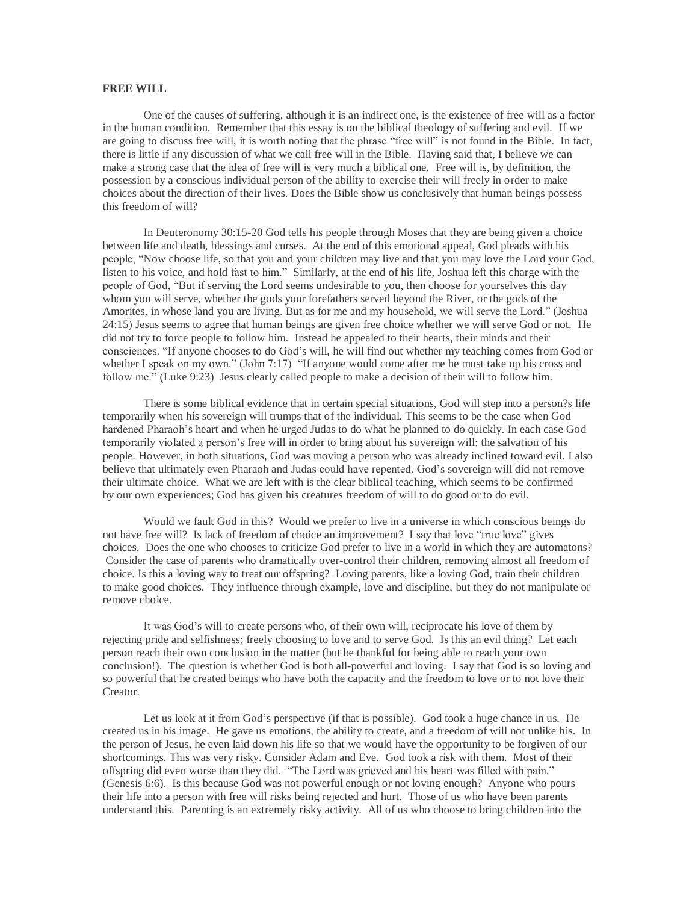**FREE WILL**

One of the causes of suffering, although it is an indirect one, is the existence of free will as a factor in the human condition. Remember that this essay is on the biblical theology of suffering and evil. If we are going to discuss free will, it is worth noting that the phrase "free will" is not found in the Bible. In fact, there is little if any discussion of what we call free will in the Bible. Having said that, I believe we can make a strong case that the idea of free will is very much a biblical one. Free will is, by definition, the possession by a conscious individual person of the ability to exercise their will freely in order to make choices about the direction of their lives. Does the Bible show us conclusively that human beings possess this freedom of will?

In Deuteronomy 30:15-20 God tells his people through Moses that they are being given a choice between life and death, blessings and curses. At the end of this emotional appeal, God pleads with his people, "Now choose life, so that you and your children may live and that you may love the Lord your God, listen to his voice, and hold fast to him." Similarly, at the end of his life, Joshua left this charge with the people of God, "But if serving the Lord seems undesirable to you, then choose for yourselves this day whom you will serve, whether the gods your forefathers served beyond the River, or the gods of the Amorites, in whose land you are living. But as for me and my household, we will serve the Lord." (Joshua 24:15) Jesus seems to agree that human beings are given free choice whether we will serve God or not. He did not try to force people to follow him. Instead he appealed to their hearts, their minds and their consciences. "If anyone chooses to do God's will, he will find out whether my teaching comes from God or whether I speak on my own." (John 7:17) "If anyone would come after me he must take up his cross and follow me." (Luke 9:23) Jesus clearly called people to make a decision of their will to follow him.

There is some biblical evidence that in certain special situations, God will step into a person?s life temporarily when his sovereign will trumps that of the individual. This seems to be the case when God hardened Pharaoh's heart and when he urged Judas to do what he planned to do quickly. In each case God temporarily violated a person's free will in order to bring about his sovereign will: the salvation of his people. However, in both situations, God was moving a person who was already inclined toward evil. I also believe that ultimately even Pharaoh and Judas could have repented. God's sovereign will did not remove their ultimate choice. What we are left with is the clear biblical teaching, which seems to be confirmed by our own experiences; God has given his creatures freedom of will to do good or to do evil.

Would we fault God in this? Would we prefer to live in a universe in which conscious beings do not have free will? Is lack of freedom of choice an improvement? I say that love "true love" gives choices. Does the one who chooses to criticize God prefer to live in a world in which they are automatons? Consider the case of parents who dramatically over-control their children, removing almost all freedom of choice. Is this a loving way to treat our offspring? Loving parents, like a loving God, train their children to make good choices. They influence through example, love and discipline, but they do not manipulate or remove choice.

It was God's will to create persons who, of their own will, reciprocate his love of them by rejecting pride and selfishness; freely choosing to love and to serve God. Is this an evil thing? Let each person reach their own conclusion in the matter (but be thankful for being able to reach your own conclusion!). The question is whether God is both all-powerful and loving. I say that God is so loving and so powerful that he created beings who have both the capacity and the freedom to love or to not love their Creator.

Let us look at it from God's perspective (if that is possible). God took a huge chance in us. He created us in his image. He gave us emotions, the ability to create, and a freedom of will not unlike his. In the person of Jesus, he even laid down his life so that we would have the opportunity to be forgiven of our shortcomings. This was very risky. Consider Adam and Eve. God took a risk with them. Most of their offspring did even worse than they did. "The Lord was grieved and his heart was filled with pain." (Genesis 6:6). Is this because God was not powerful enough or not loving enough? Anyone who pours their life into a person with free will risks being rejected and hurt. Those of us who have been parents understand this. Parenting is an extremely risky activity. All of us who choose to bring children into the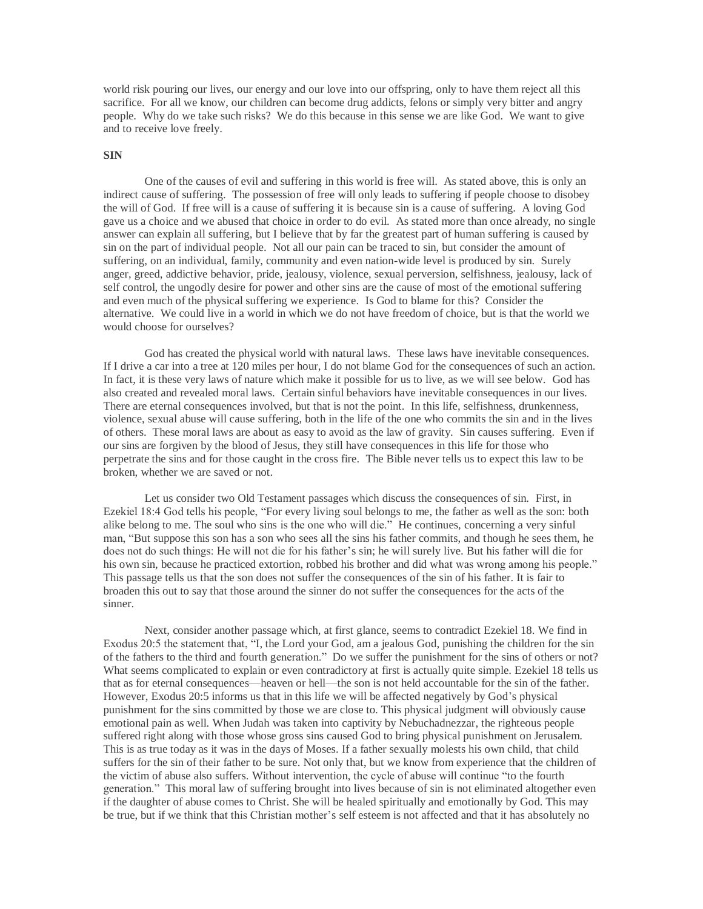world risk pouring our lives, our energy and our love into our offspring, only to have them reject all this sacrifice. For all we know, our children can become drug addicts, felons or simply very bitter and angry people. Why do we take such risks? We do this because in this sense we are like God. We want to give and to receive love freely.

**SIN**

One of the causes of evil and suffering in this world is free will. As stated above, this is only an indirect cause of suffering. The possession of free will only leads to suffering if people choose to disobey the will of God. If free will is a cause of suffering it is because sin is a cause of suffering. A loving God gave us a choice and we abused that choice in order to do evil. As stated more than once already, no single answer can explain all suffering, but I believe that by far the greatest part of human suffering is caused by sin on the part of individual people. Not all our pain can be traced to sin, but consider the amount of suffering, on an individual, family, community and even nation-wide level is produced by sin. Surely anger, greed, addictive behavior, pride, jealousy, violence, sexual perversion, selfishness, jealousy, lack of self control, the ungodly desire for power and other sins are the cause of most of the emotional suffering and even much of the physical suffering we experience. Is God to blame for this? Consider the alternative. We could live in a world in which we do not have freedom of choice, but is that the world we would choose for ourselves?

God has created the physical world with natural laws. These laws have inevitable consequences. If I drive a car into a tree at 120 miles per hour, I do not blame God for the consequences of such an action. In fact, it is these very laws of nature which make it possible for us to live, as we will see below. God has also created and revealed moral laws. Certain sinful behaviors have inevitable consequences in our lives. There are eternal consequences involved, but that is not the point. In this life, selfishness, drunkenness, violence, sexual abuse will cause suffering, both in the life of the one who commits the sin and in the lives of others. These moral laws are about as easy to avoid as the law of gravity. Sin causes suffering. Even if our sins are forgiven by the blood of Jesus, they still have consequences in this life for those who perpetrate the sins and for those caught in the cross fire. The Bible never tells us to expect this law to be broken, whether we are saved or not.

Let us consider two Old Testament passages which discuss the consequences of sin. First, in Ezekiel 18:4 God tells his people, "For every living soul belongs to me, the father as well as the son: both alike belong to me. The soul who sins is the one who will die." He continues, concerning a very sinful man, "But suppose this son has a son who sees all the sins his father commits, and though he sees them, he does not do such things: He will not die for his father's sin; he will surely live. But his father will die for his own sin, because he practiced extortion, robbed his brother and did what was wrong among his people." This passage tells us that the son does not suffer the consequences of the sin of his father. It is fair to broaden this out to say that those around the sinner do not suffer the consequences for the acts of the sinner.

Next, consider another passage which, at first glance, seems to contradict Ezekiel 18. We find in Exodus 20:5 the statement that, "I, the Lord your God, am a jealous God, punishing the children for the sin of the fathers to the third and fourth generation." Do we suffer the punishment for the sins of others or not? What seems complicated to explain or even contradictory at first is actually quite simple. Ezekiel 18 tells us that as for eternal consequences—heaven or hell—the son is not held accountable for the sin of the father. However, Exodus 20:5 informs us that in this life we will be affected negatively by God's physical punishment for the sins committed by those we are close to. This physical judgment will obviously cause emotional pain as well. When Judah was taken into captivity by Nebuchadnezzar, the righteous people suffered right along with those whose gross sins caused God to bring physical punishment on Jerusalem. This is as true today as it was in the days of Moses. If a father sexually molests his own child, that child suffers for the sin of their father to be sure. Not only that, but we know from experience that the children of the victim of abuse also suffers. Without intervention, the cycle of abuse will continue "to the fourth generation." This moral law of suffering brought into lives because of sin is not eliminated altogether even if the daughter of abuse comes to Christ. She will be healed spiritually and emotionally by God. This may be true, but if we think that this Christian mother's self esteem is not affected and that it has absolutely no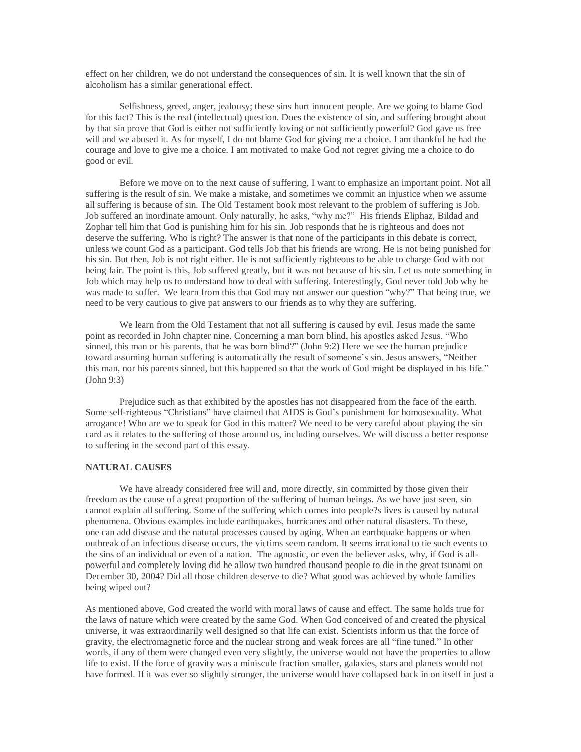effect on her children, we do not understand the consequences of sin. It is well known that the sin of alcoholism has a similar generational effect.

Selfishness, greed, anger, jealousy; these sins hurt innocent people. Are we going to blame God for this fact? This is the real (intellectual) question. Does the existence of sin, and suffering brought about by that sin prove that God is either not sufficiently loving or not sufficiently powerful? God gave us free will and we abused it. As for myself, I do not blame God for giving me a choice. I am thankful he had the courage and love to give me a choice. I am motivated to make God not regret giving me a choice to do good or evil.

Before we move on to the next cause of suffering, I want to emphasize an important point. Not all suffering is the result of sin. We make a mistake, and sometimes we commit an injustice when we assume all suffering is because of sin. The Old Testament book most relevant to the problem of suffering is Job. Job suffered an inordinate amount. Only naturally, he asks, "why me?" His friends Eliphaz, Bildad and Zophar tell him that God is punishing him for his sin. Job responds that he is righteous and does not deserve the suffering. Who is right? The answer is that none of the participants in this debate is correct, unless we count God as a participant. God tells Job that his friends are wrong. He is not being punished for his sin. But then, Job is not right either. He is not sufficiently righteous to be able to charge God with not being fair. The point is this, Job suffered greatly, but it was not because of his sin. Let us note something in Job which may help us to understand how to deal with suffering. Interestingly, God never told Job why he was made to suffer. We learn from this that God may not answer our question "why?" That being true, we need to be very cautious to give pat answers to our friends as to why they are suffering.

We learn from the Old Testament that not all suffering is caused by evil. Jesus made the same point as recorded in John chapter nine. Concerning a man born blind, his apostles asked Jesus, "Who sinned, this man or his parents, that he was born blind?" (John 9:2) Here we see the human prejudice toward assuming human suffering is automatically the result of someone's sin. Jesus answers, "Neither this man, nor his parents sinned, but this happened so that the work of God might be displayed in his life." (John 9:3)

Prejudice such as that exhibited by the apostles has not disappeared from the face of the earth. Some self-righteous "Christians" have claimed that AIDS is God's punishment for homosexuality. What arrogance! Who are we to speak for God in this matter? We need to be very careful about playing the sin card as it relates to the suffering of those around us, including ourselves. We will discuss a better response to suffering in the second part of this essay.

**NATURAL CAUSES**

We have already considered free will and, more directly, sin committed by those given their freedom as the cause of a great proportion of the suffering of human beings. As we have just seen, sin cannot explain all suffering. Some of the suffering which comes into people?s lives is caused by natural phenomena. Obvious examples include earthquakes, hurricanes and other natural disasters. To these, one can add disease and the natural processes caused by aging. When an earthquake happens or when outbreak of an infectious disease occurs, the victims seem random. It seems irrational to tie such events to the sins of an individual or even of a nation. The agnostic, or even the believer asks, why, if God is all-powerful and completely loving did he allow two hundred thousand people to die in the great tsunami on December 30, 2004? Did all those children deserve to die? What good was achieved by whole families being wiped out?

As mentioned above, God created the world with moral laws of cause and effect. The same holds true for the laws of nature which were created by the same God. When God conceived of and created the physical universe, it was extraordinarily well designed so that life can exist. Scientists inform us that the force of gravity, the electromagnetic force and the nuclear strong and weak forces are all "fine tuned." In other words, if any of them were changed even very slightly, the universe would not have the properties to allow life to exist. If the force of gravity was a miniscule fraction smaller, galaxies, stars and planets would not have formed. If it was ever so slightly stronger, the universe would have collapsed back in on itself in just a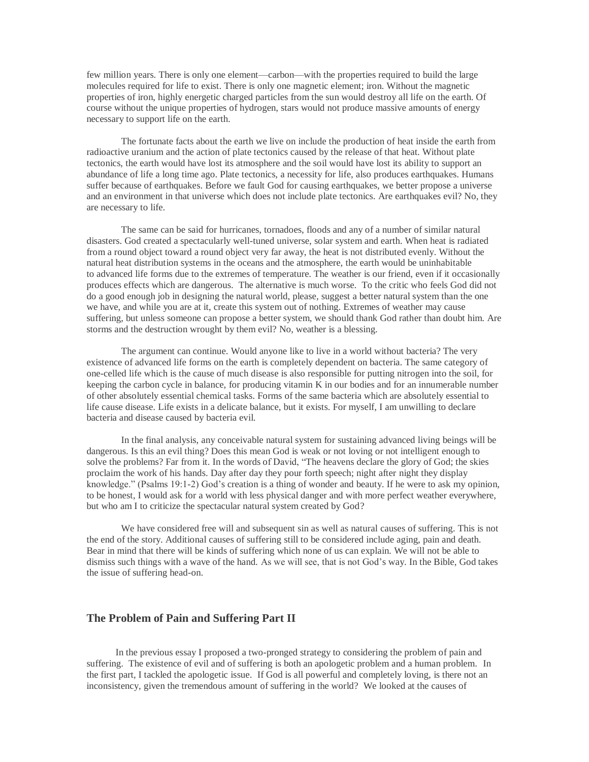few million years. There is only one element—carbon—with the properties required to build the large molecules required for life to exist. There is only one magnetic element; iron. Without the magnetic properties of iron, highly energetic charged particles from the sun would destroy all life on the earth. Of course without the unique properties of hydrogen, stars would not produce massive amounts of energy necessary to support life on the earth.

The fortunate facts about the earth we live on include the production of heat inside the earth from radioactive uranium and the action of plate tectonics caused by the release of that heat. Without plate tectonics, the earth would have lost its atmosphere and the soil would have lost its ability to support an abundance of life a long time ago. Plate tectonics, a necessity for life, also produces earthquakes. Humans suffer because of earthquakes. Before we fault God for causing earthquakes, we better propose a universe and an environment in that universe which does not include plate tectonics. Are earthquakes evil? No, they are necessary to life.

The same can be said for hurricanes, tornadoes, floods and any of a number of similar natural disasters. God created a spectacularly well-tuned universe, solar system and earth. When heat is radiated from a round object toward a round object very far away, the heat is not distributed evenly. Without the natural heat distribution systems in the oceans and the atmosphere, the earth would be uninhabitable to advanced life forms due to the extremes of temperature. The weather is our friend, even if it occasionally produces effects which are dangerous. The alternative is much worse. To the critic who feels God did not do a good enough job in designing the natural world, please, suggest a better natural system than the one we have, and while you are at it, create this system out of nothing. Extremes of weather may cause suffering, but unless someone can propose a better system, we should thank God rather than doubt him. Are storms and the destruction wrought by them evil? No, weather is a blessing.

The argument can continue. Would anyone like to live in a world without bacteria? The very existence of advanced life forms on the earth is completely dependent on bacteria. The same category of one-celled life which is the cause of much disease is also responsible for putting nitrogen into the soil, for keeping the carbon cycle in balance, for producing vitamin K in our bodies and for an innumerable number of other absolutely essential chemical tasks. Forms of the same bacteria which are absolutely essential to life cause disease. Life exists in a delicate balance, but it exists. For myself, I am unwilling to declare bacteria and disease caused by bacteria evil.

In the final analysis, any conceivable natural system for sustaining advanced living beings will be dangerous. Is this an evil thing? Does this mean God is weak or not loving or not intelligent enough to solve the problems? Far from it. In the words of David, "The heavens declare the glory of God; the skies proclaim the work of his hands. Day after day they pour forth speech; night after night they display knowledge." (Psalms 19:1-2) God's creation is a thing of wonder and beauty. If he were to ask my opinion, to be honest, I would ask for a world with less physical danger and with more perfect weather everywhere, but who am I to criticize the spectacular natural system created by God?

We have considered free will and subsequent sin as well as natural causes of suffering. This is not the end of the story. Additional causes of suffering still to be considered include aging, pain and death. Bear in mind that there will be kinds of suffering which none of us can explain. We will not be able to dismiss such things with a wave of the hand. As we will see, that is not God's way. In the Bible, God takes the issue of suffering head-on.

### The Problem of Pain and Suffering Part II

In the previous essay I proposed a two-pronged strategy to considering the problem of pain and suffering. The existence of evil and of suffering is both an apologetic problem and a human problem. In the first part, I tackled the apologetic issue. If God is all powerful and completely loving, is there not an inconsistency, given the tremendous amount of suffering in the world? We looked at the causes of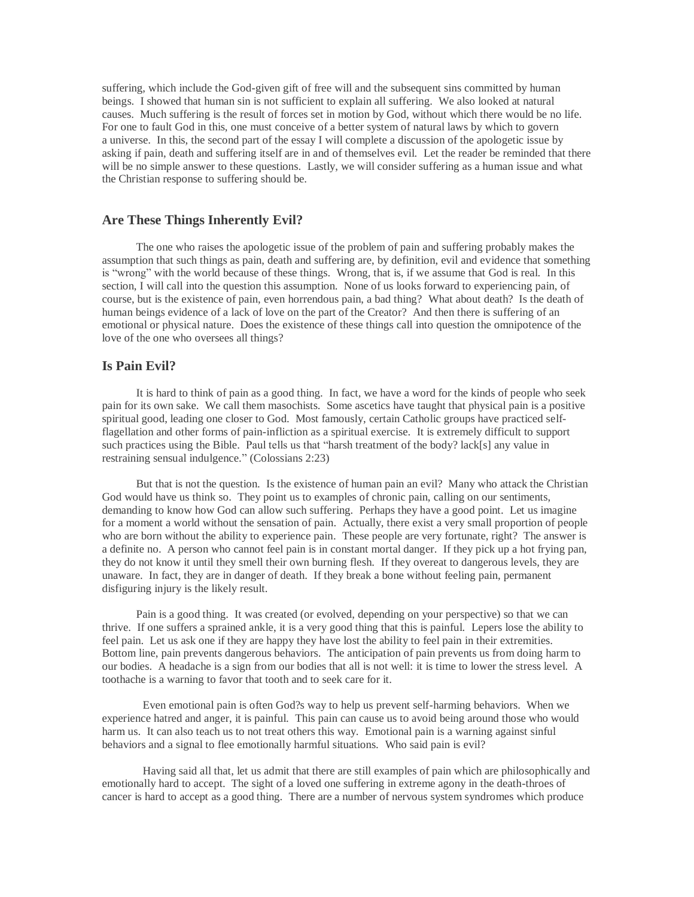suffering, which include the God-given gift of free will and the subsequent sins committed by human beings. I showed that human sin is not sufficient to explain all suffering. We also looked at natural causes. Much suffering is the result of forces set in motion by God, without which there would be no life. For one to fault God in this, one must conceive of a better system of natural laws by which to govern a universe. In this, the second part of the essay I will complete a discussion of the apologetic issue by asking if pain, death and suffering itself are in and of themselves evil. Let the reader be reminded that there will be no simple answer to these questions. Lastly, we will consider suffering as a human issue and what the Christian response to suffering should be.

## Are These Things Inherently Evil?

The one who raises the apologetic issue of the problem of pain and suffering probably makes the assumption that such things as pain, death and suffering are, by definition, evil and evidence that something is "wrong" with the world because of these things. Wrong, that is, if we assume that God is real. In this section, I will call into the question this assumption. None of us looks forward to experiencing pain, of course, but is the existence of pain, even horrendous pain, a bad thing? What about death? Is the death of human beings evidence of a lack of love on the part of the Creator? And then there is suffering of an emotional or physical nature. Does the existence of these things call into question the omnipotence of the love of the one who oversees all things?

## Is Pain Evil?

It is hard to think of pain as a good thing. In fact, we have a word for the kinds of people who seek pain for its own sake. We call them masochists. Some ascetics have taught that physical pain is a positive spiritual good, leading one closer to God. Most famously, certain Catholic groups have practiced self-flagellation and other forms of pain-infliction as a spiritual exercise. It is extremely difficult to support such practices using the Bible. Paul tells us that "harsh treatment of the body? lack[s] any value in restraining sensual indulgence." (Colossians 2:23)

But that is not the question. Is the existence of human pain an evil? Many who attack the Christian God would have us think so. They point us to examples of chronic pain, calling on our sentiments, demanding to know how God can allow such suffering. Perhaps they have a good point. Let us imagine for a moment a world without the sensation of pain. Actually, there exist a very small proportion of people who are born without the ability to experience pain. These people are very fortunate, right? The answer is a definite no. A person who cannot feel pain is in constant mortal danger. If they pick up a hot frying pan, they do not know it until they smell their own burning flesh. If they overeat to dangerous levels, they are unaware. In fact, they are in danger of death. If they break a bone without feeling pain, permanent disfiguring injury is the likely result.

Pain is a good thing. It was created (or evolved, depending on your perspective) so that we can thrive. If one suffers a sprained ankle, it is a very good thing that this is painful. Lepers lose the ability to feel pain. Let us ask one if they are happy they have lost the ability to feel pain in their extremities. Bottom line, pain prevents dangerous behaviors. The anticipation of pain prevents us from doing harm to our bodies. A headache is a sign from our bodies that all is not well: it is time to lower the stress level. A toothache is a warning to favor that tooth and to seek care for it.

Even emotional pain is often God?s way to help us prevent self-harming behaviors. When we experience hatred and anger, it is painful. This pain can cause us to avoid being around those who would harm us. It can also teach us to not treat others this way. Emotional pain is a warning against sinful behaviors and a signal to flee emotionally harmful situations. Who said pain is evil?

Having said all that, let us admit that there are still examples of pain which are philosophically and emotionally hard to accept. The sight of a loved one suffering in extreme agony in the death-throes of cancer is hard to accept as a good thing. There are a number of nervous system syndromes which produce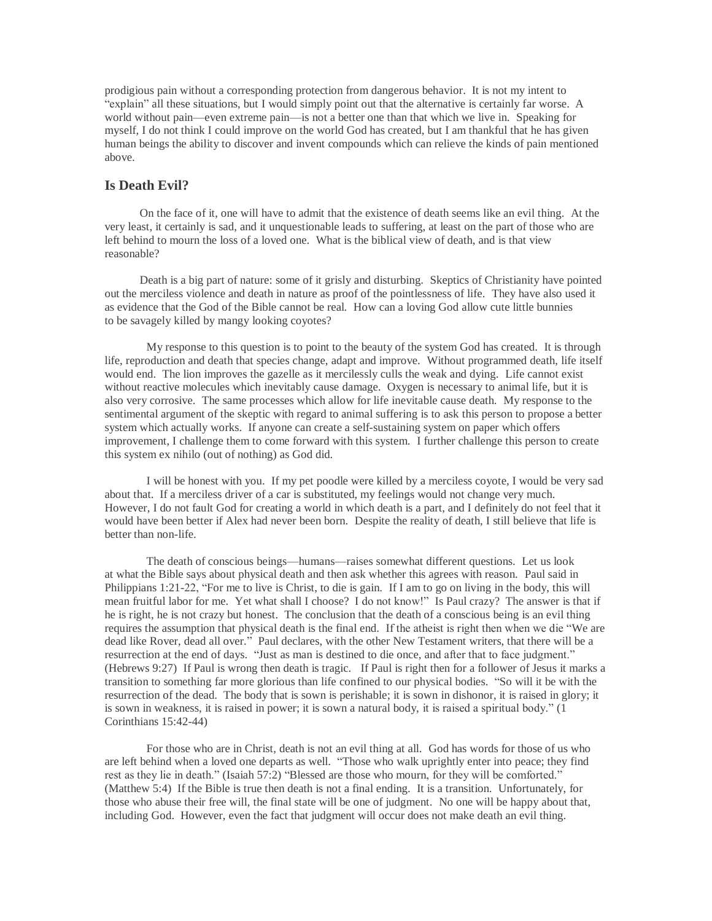prodigious pain without a corresponding protection from dangerous behavior. It is not my intent to "explain" all these situations, but I would simply point out that the alternative is certainly far worse. A world without pain—even extreme pain—is not a better one than that which we live in. Speaking for myself, I do not think I could improve on the world God has created, but I am thankful that he has given human beings the ability to discover and invent compounds which can relieve the kinds of pain mentioned above.

### Is Death Evil?

On the face of it, one will have to admit that the existence of death seems like an evil thing. At the very least, it certainly is sad, and it unquestionable leads to suffering, at least on the part of those who are left behind to mourn the loss of a loved one. What is the biblical view of death, and is that view reasonable?

Death is a big part of nature: some of it grisly and disturbing. Skeptics of Christianity have pointed out the merciless violence and death in nature as proof of the pointlessness of life. They have also used it as evidence that the God of the Bible cannot be real. How can a loving God allow cute little bunnies to be savagely killed by mangy looking coyotes?

My response to this question is to point to the beauty of the system God has created. It is through life, reproduction and death that species change, adapt and improve. Without programmed death, life itself would end. The lion improves the gazelle as it mercilessly culls the weak and dying. Life cannot exist without reactive molecules which inevitably cause damage. Oxygen is necessary to animal life, but it is also very corrosive. The same processes which allow for life inevitable cause death. My response to the sentimental argument of the skeptic with regard to animal suffering is to ask this person to propose a better system which actually works. If anyone can create a self-sustaining system on paper which offers improvement, I challenge them to come forward with this system. I further challenge this person to create this system ex nihilo (out of nothing) as God did.

I will be honest with you. If my pet poodle were killed by a merciless coyote, I would be very sad about that. If a merciless driver of a car is substituted, my feelings would not change very much. However, I do not fault God for creating a world in which death is a part, and I definitely do not feel that it would have been better if Alex had never been born. Despite the reality of death, I still believe that life is better than non-life.

The death of conscious beings—humans—raises somewhat different questions. Let us look at what the Bible says about physical death and then ask whether this agrees with reason. Paul said in Philippians 1:21-22, "For me to live is Christ, to die is gain. If I am to go on living in the body, this will mean fruitful labor for me. Yet what shall I choose? I do not know!" Is Paul crazy? The answer is that if he is right, he is not crazy but honest. The conclusion that the death of a conscious being is an evil thing requires the assumption that physical death is the final end. If the atheist is right then when we die "We are dead like Rover, dead all over." Paul declares, with the other New Testament writers, that there will be a resurrection at the end of days. "Just as man is destined to die once, and after that to face judgment." (Hebrews 9:27) If Paul is wrong then death is tragic. If Paul is right then for a follower of Jesus it marks a transition to something far more glorious than life confined to our physical bodies. "So will it be with the resurrection of the dead. The body that is sown is perishable; it is sown in dishonor, it is raised in glory; it is sown in weakness, it is raised in power; it is sown a natural body, it is raised a spiritual body." (1 Corinthians 15:42-44)

For those who are in Christ, death is not an evil thing at all. God has words for those of us who are left behind when a loved one departs as well. "Those who walk uprightly enter into peace; they find rest as they lie in death." (Isaiah 57:2) "Blessed are those who mourn, for they will be comforted." (Matthew 5:4) If the Bible is true then death is not a final ending. It is a transition. Unfortunately, for those who abuse their free will, the final state will be one of judgment. No one will be happy about that, including God. However, even the fact that judgment will occur does not make death an evil thing.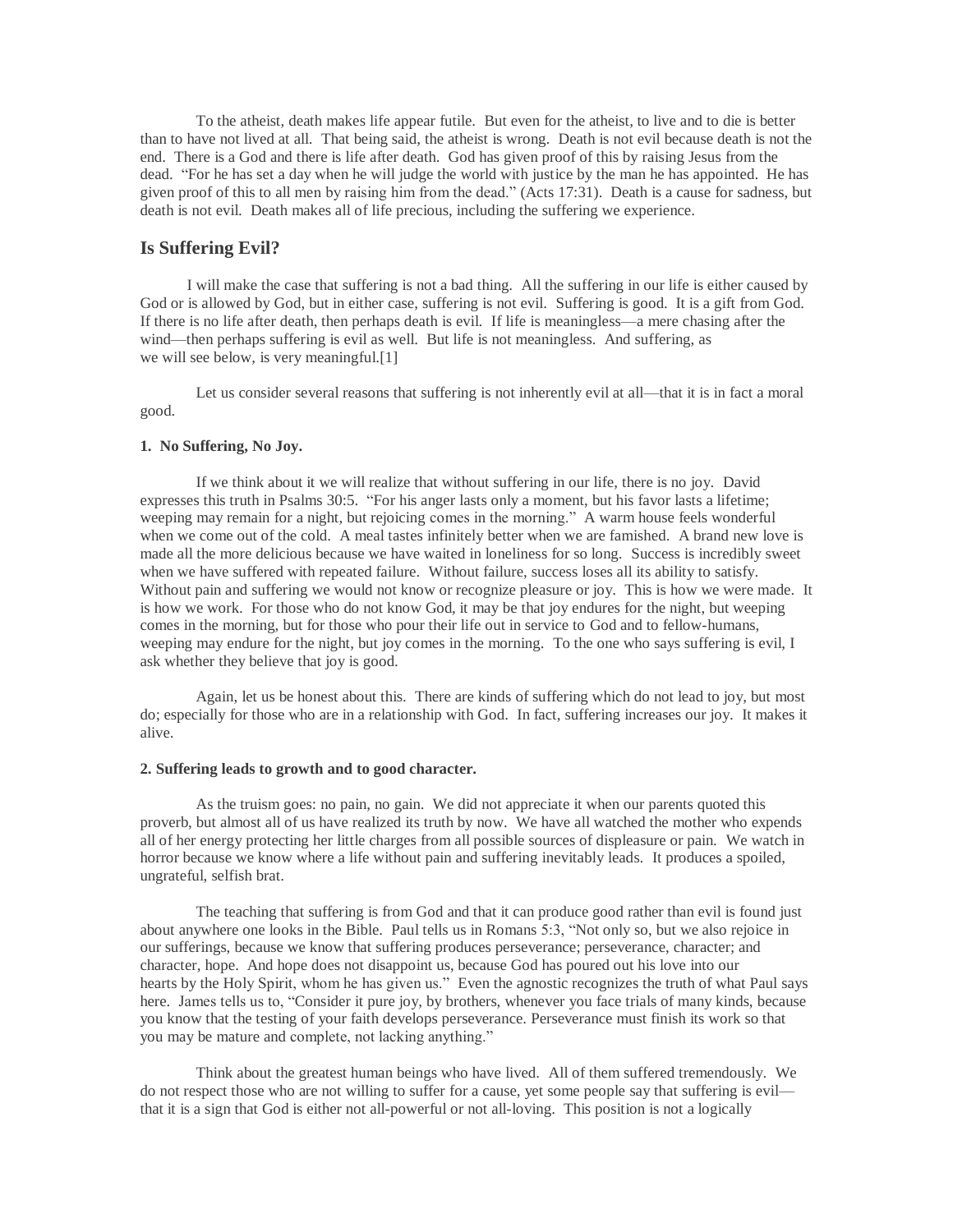To the atheist, death makes life appear futile. But even for the atheist, to live and to die is better than to have not lived at all. That being said, the atheist is wrong. Death is not evil because death is not the end. There is a God and there is life after death. God has given proof of this by raising Jesus from the dead. "For he has set a day when he will judge the world with justice by the man he has appointed. He has given proof of this to all men by raising him from the dead." (Acts 17:31). Death is a cause for sadness, but death is not evil. Death makes all of life precious, including the suffering we experience.

## Is Suffering Evil?

I will make the case that suffering is not a bad thing. All the suffering in our life is either caused by God or is allowed by God, but in either case, suffering is not evil. Suffering is good. It is a gift from God. If there is no life after death, then perhaps death is evil. If life is meaningless—a mere chasing after the wind—then perhaps suffering is evil as well. But life is not meaningless. And suffering, as we will see below, is very meaningful.[1]

Let us consider several reasons that suffering is not inherently evil at all—that it is in fact a moral good.

**1. No Suffering, No Joy.**

If we think about it we will realize that without suffering in our life, there is no joy. David expresses this truth in Psalms 30:5. "For his anger lasts only a moment, but his favor lasts a lifetime; weeping may remain for a night, but rejoicing comes in the morning." A warm house feels wonderful when we come out of the cold. A meal tastes infinitely better when we are famished. A brand new love is made all the more delicious because we have waited in loneliness for so long. Success is incredibly sweet when we have suffered with repeated failure. Without failure, success loses all its ability to satisfy. Without pain and suffering we would not know or recognize pleasure or joy. This is how we were made. It is how we work. For those who do not know God, it may be that joy endures for the night, but weeping comes in the morning, but for those who pour their life out in service to God and to fellow-humans, weeping may endure for the night, but joy comes in the morning. To the one who says suffering is evil, I ask whether they believe that joy is good.

Again, let us be honest about this. There are kinds of suffering which do not lead to joy, but most do; especially for those who are in a relationship with God. In fact, suffering increases our joy. It makes it alive.

**2. Suffering leads to growth and to good character.**

As the truism goes: no pain, no gain. We did not appreciate it when our parents quoted this proverb, but almost all of us have realized its truth by now. We have all watched the mother who expends all of her energy protecting her little charges from all possible sources of displeasure or pain. We watch in horror because we know where a life without pain and suffering inevitably leads. It produces a spoiled, ungrateful, selfish brat.

The teaching that suffering is from God and that it can produce good rather than evil is found just about anywhere one looks in the Bible. Paul tells us in Romans 5:3, "Not only so, but we also rejoice in our sufferings, because we know that suffering produces perseverance; perseverance, character; and character, hope. And hope does not disappoint us, because God has poured out his love into our hearts by the Holy Spirit, whom he has given us." Even the agnostic recognizes the truth of what Paul says here. James tells us to, "Consider it pure joy, by brothers, whenever you face trials of many kinds, because you know that the testing of your faith develops perseverance. Perseverance must finish its work so that you may be mature and complete, not lacking anything."

Think about the greatest human beings who have lived. All of them suffered tremendously. We do not respect those who are not willing to suffer for a cause, yet some people say that suffering is evil—that it is a sign that God is either not all-powerful or not all-loving. This position is not a logically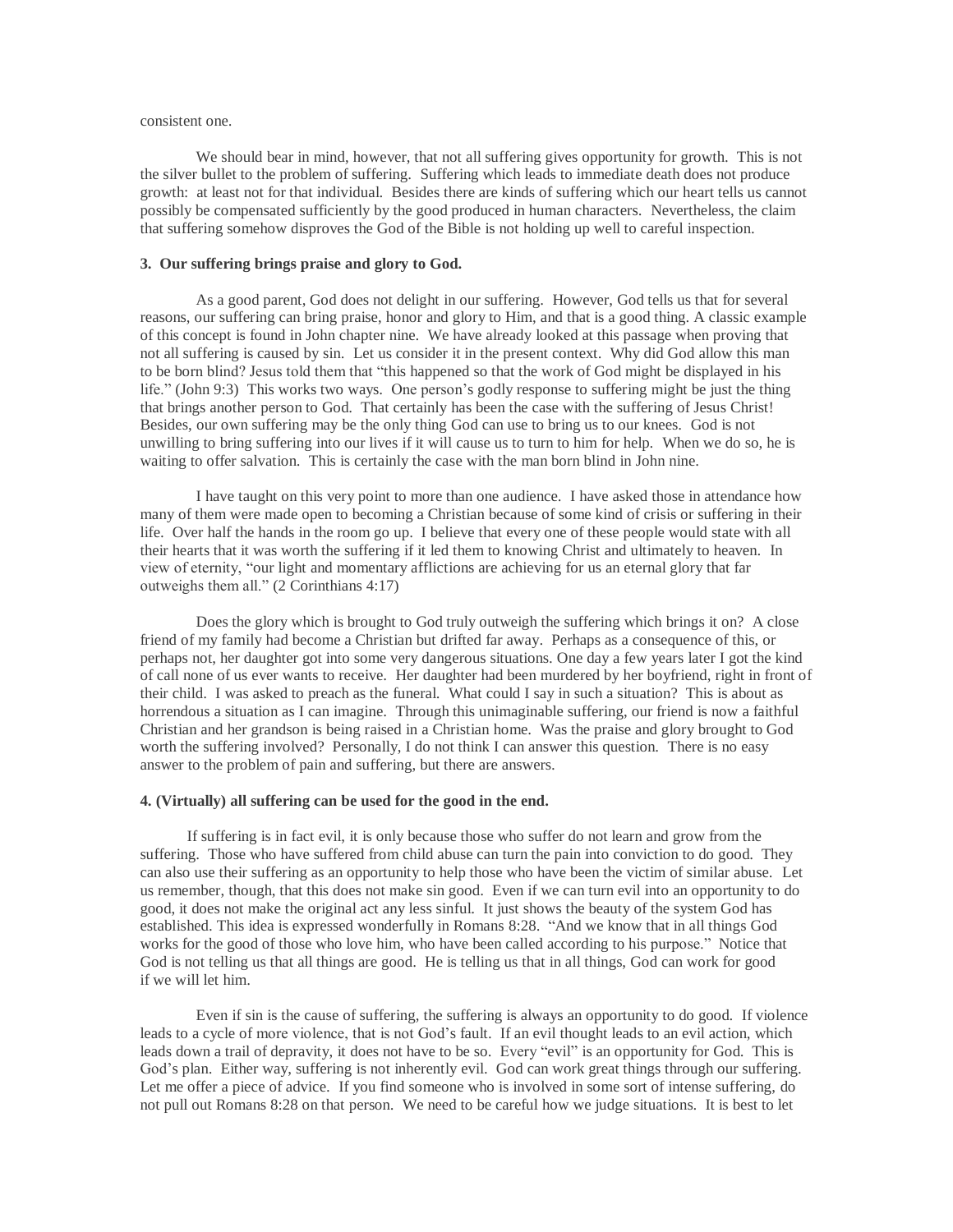consistent one.

We should bear in mind, however, that not all suffering gives opportunity for growth. This is not the silver bullet to the problem of suffering. Suffering which leads to immediate death does not produce growth: at least not for that individual. Besides there are kinds of suffering which our heart tells us cannot possibly be compensated sufficiently by the good produced in human characters. Nevertheless, the claim that suffering somehow disproves the God of the Bible is not holding up well to careful inspection.

**3. Our suffering brings praise and glory to God.**

As a good parent, God does not delight in our suffering. However, God tells us that for several reasons, our suffering can bring praise, honor and glory to Him, and that is a good thing. A classic example of this concept is found in John chapter nine. We have already looked at this passage when proving that not all suffering is caused by sin. Let us consider it in the present context. Why did God allow this man to be born blind? Jesus told them that "this happened so that the work of God might be displayed in his life." (John 9:3) This works two ways. One person's godly response to suffering might be just the thing that brings another person to God. That certainly has been the case with the suffering of Jesus Christ! Besides, our own suffering may be the only thing God can use to bring us to our knees. God is not unwilling to bring suffering into our lives if it will cause us to turn to him for help. When we do so, he is waiting to offer salvation. This is certainly the case with the man born blind in John nine.

I have taught on this very point to more than one audience. I have asked those in attendance how many of them were made open to becoming a Christian because of some kind of crisis or suffering in their life. Over half the hands in the room go up. I believe that every one of these people would state with all their hearts that it was worth the suffering if it led them to knowing Christ and ultimately to heaven. In view of eternity, "our light and momentary afflictions are achieving for us an eternal glory that far outweighs them all." (2 Corinthians 4:17)

Does the glory which is brought to God truly outweigh the suffering which brings it on? A close friend of my family had become a Christian but drifted far away. Perhaps as a consequence of this, or perhaps not, her daughter got into some very dangerous situations. One day a few years later I got the kind of call none of us ever wants to receive. Her daughter had been murdered by her boyfriend, right in front of their child. I was asked to preach as the funeral. What could I say in such a situation? This is about as horrendous a situation as I can imagine. Through this unimaginable suffering, our friend is now a faithful Christian and her grandson is being raised in a Christian home. Was the praise and glory brought to God worth the suffering involved? Personally, I do not think I can answer this question. There is no easy answer to the problem of pain and suffering, but there are answers.

**4. (Virtually) all suffering can be used for the good in the end.**

If suffering is in fact evil, it is only because those who suffer do not learn and grow from the suffering. Those who have suffered from child abuse can turn the pain into conviction to do good. They can also use their suffering as an opportunity to help those who have been the victim of similar abuse. Let us remember, though, that this does not make sin good. Even if we can turn evil into an opportunity to do good, it does not make the original act any less sinful. It just shows the beauty of the system God has established. This idea is expressed wonderfully in Romans 8:28. "And we know that in all things God works for the good of those who love him, who have been called according to his purpose." Notice that God is not telling us that all things are good. He is telling us that in all things, God can work for good if we will let him.

Even if sin is the cause of suffering, the suffering is always an opportunity to do good. If violence leads to a cycle of more violence, that is not God's fault. If an evil thought leads to an evil action, which leads down a trail of depravity, it does not have to be so. Every "evil" is an opportunity for God. This is God's plan. Either way, suffering is not inherently evil. God can work great things through our suffering. Let me offer a piece of advice. If you find someone who is involved in some sort of intense suffering, do not pull out Romans 8:28 on that person. We need to be careful how we judge situations. It is best to let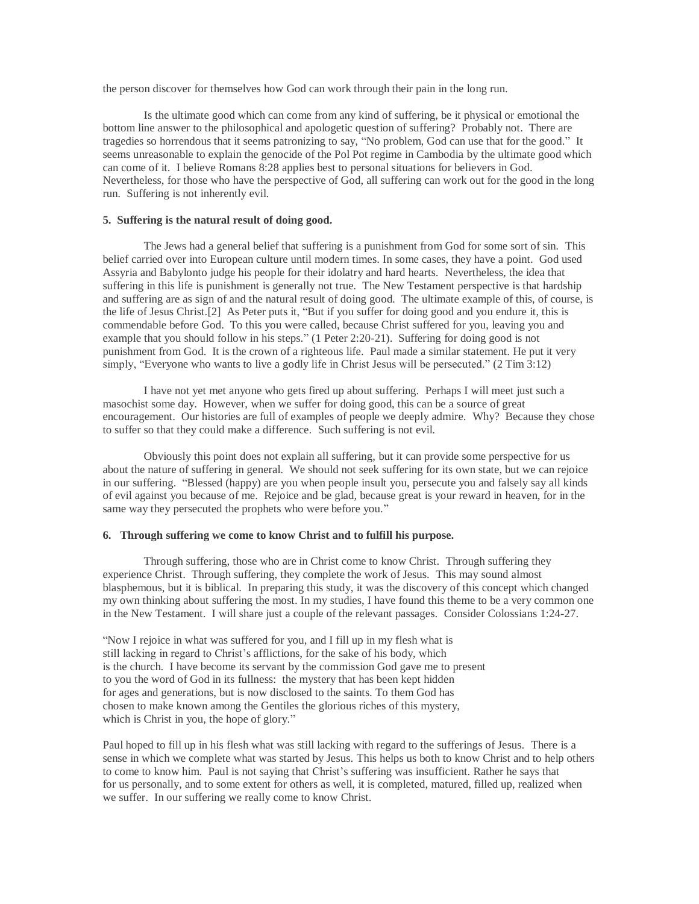the person discover for themselves how God can work through their pain in the long run.

Is the ultimate good which can come from any kind of suffering, be it physical or emotional the bottom line answer to the philosophical and apologetic question of suffering? Probably not. There are tragedies so horrendous that it seems patronizing to say, "No problem, God can use that for the good." It seems unreasonable to explain the genocide of the Pol Pot regime in Cambodia by the ultimate good which can come of it. I believe Romans 8:28 applies best to personal situations for believers in God. Nevertheless, for those who have the perspective of God, all suffering can work out for the good in the long run. Suffering is not inherently evil.

**5. Suffering is the natural result of doing good.**

The Jews had a general belief that suffering is a punishment from God for some sort of sin. This belief carried over into European culture until modern times. In some cases, they have a point. God used Assyria and Babylonto judge his people for their idolatry and hard hearts. Nevertheless, the idea that suffering in this life is punishment is generally not true. The New Testament perspective is that hardship and suffering are as sign of and the natural result of doing good. The ultimate example of this, of course, is the life of Jesus Christ.[2] As Peter puts it, "But if you suffer for doing good and you endure it, this is commendable before God. To this you were called, because Christ suffered for you, leaving you and example that you should follow in his steps." (1 Peter 2:20-21). Suffering for doing good is not punishment from God. It is the crown of a righteous life. Paul made a similar statement. He put it very simply, "Everyone who wants to live a godly life in Christ Jesus will be persecuted." (2 Tim 3:12)

I have not yet met anyone who gets fired up about suffering. Perhaps I will meet just such a masochist some day. However, when we suffer for doing good, this can be a source of great encouragement. Our histories are full of examples of people we deeply admire. Why? Because they chose to suffer so that they could make a difference. Such suffering is not evil.

Obviously this point does not explain all suffering, but it can provide some perspective for us about the nature of suffering in general. We should not seek suffering for its own state, but we can rejoice in our suffering. "Blessed (happy) are you when people insult you, persecute you and falsely say all kinds of evil against you because of me. Rejoice and be glad, because great is your reward in heaven, for in the same way they persecuted the prophets who were before you."

**6. Through suffering we come to know Christ and to fulfill his purpose.**

Through suffering, those who are in Christ come to know Christ. Through suffering they experience Christ. Through suffering, they complete the work of Jesus. This may sound almost blasphemous, but it is biblical. In preparing this study, it was the discovery of this concept which changed my own thinking about suffering the most. In my studies, I have found this theme to be a very common one in the New Testament. I will share just a couple of the relevant passages. Consider Colossians 1:24-27.

"Now I rejoice in what was suffered for you, and I fill up in my flesh what is still lacking in regard to Christ's afflictions, for the sake of his body, which is the church. I have become its servant by the commission God gave me to present to you the word of God in its fullness: the mystery that has been kept hidden for ages and generations, but is now disclosed to the saints. To them God has chosen to make known among the Gentiles the glorious riches of this mystery, which is Christ in you, the hope of glory."

Paul hoped to fill up in his flesh what was still lacking with regard to the sufferings of Jesus. There is a sense in which we complete what was started by Jesus. This helps us both to know Christ and to help others to come to know him. Paul is not saying that Christ's suffering was insufficient. Rather he says that for us personally, and to some extent for others as well, it is completed, matured, filled up, realized when we suffer. In our suffering we really come to know Christ.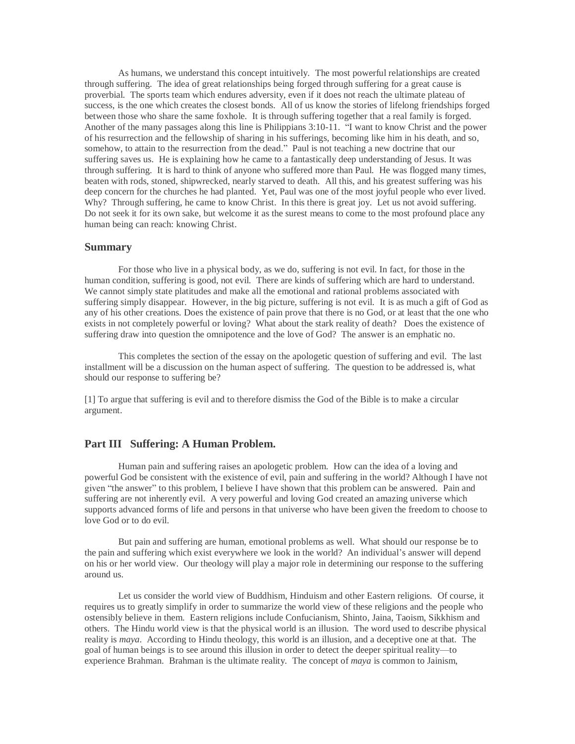As humans, we understand this concept intuitively. The most powerful relationships are created through suffering. The idea of great relationships being forged through suffering for a great cause is proverbial. The sports team which endures adversity, even if it does not reach the ultimate plateau of success, is the one which creates the closest bonds. All of us know the stories of lifelong friendships forged between those who share the same foxhole. It is through suffering together that a real family is forged. Another of the many passages along this line is Philippians 3:10-11. "I want to know Christ and the power of his resurrection and the fellowship of sharing in his sufferings, becoming like him in his death, and so, somehow, to attain to the resurrection from the dead." Paul is not teaching a new doctrine that our suffering saves us. He is explaining how he came to a fantastically deep understanding of Jesus. It was through suffering. It is hard to think of anyone who suffered more than Paul. He was flogged many times, beaten with rods, stoned, shipwrecked, nearly starved to death. All this, and his greatest suffering was his deep concern for the churches he had planted. Yet, Paul was one of the most joyful people who ever lived. Why? Through suffering, he came to know Christ. In this there is great joy. Let us not avoid suffering. Do not seek it for its own sake, but welcome it as the surest means to come to the most profound place any human being can reach: knowing Christ.

### Summary

For those who live in a physical body, as we do, suffering is not evil. In fact, for those in the human condition, suffering is good, not evil. There are kinds of suffering which are hard to understand. We cannot simply state platitudes and make all the emotional and rational problems associated with suffering simply disappear. However, in the big picture, suffering is not evil. It is as much a gift of God as any of his other creations. Does the existence of pain prove that there is no God, or at least that the one who exists in not completely powerful or loving? What about the stark reality of death? Does the existence of suffering draw into question the omnipotence and the love of God? The answer is an emphatic no.

This completes the section of the essay on the apologetic question of suffering and evil. The last installment will be a discussion on the human aspect of suffering. The question to be addressed is, what should our response to suffering be?

[1] To argue that suffering is evil and to therefore dismiss the God of the Bible is to make a circular argument.

## Part III Suffering: A Human Problem.

Human pain and suffering raises an apologetic problem. How can the idea of a loving and powerful God be consistent with the existence of evil, pain and suffering in the world? Although I have not given "the answer" to this problem, I believe I have shown that this problem can be answered. Pain and suffering are not inherently evil. A very powerful and loving God created an amazing universe which supports advanced forms of life and persons in that universe who have been given the freedom to choose to love God or to do evil.

But pain and suffering are human, emotional problems as well. What should our response be to the pain and suffering which exist everywhere we look in the world? An individual's answer will depend on his or her world view. Our theology will play a major role in determining our response to the suffering around us.

Let us consider the world view of Buddhism, Hinduism and other Eastern religions. Of course, it requires us to greatly simplify in order to summarize the world view of these religions and the people who ostensibly believe in them. Eastern religions include Confucianism, Shinto, Jaina, Taoism, Sikkhism and others. The Hindu world view is that the physical world is an illusion. The word used to describe physical reality is *maya*. According to Hindu theology, this world is an illusion, and a deceptive one at that. The goal of human beings is to see around this illusion in order to detect the deeper spiritual reality—to experience Brahman. Brahman is the ultimate reality. The concept of *maya* is common to Jainism,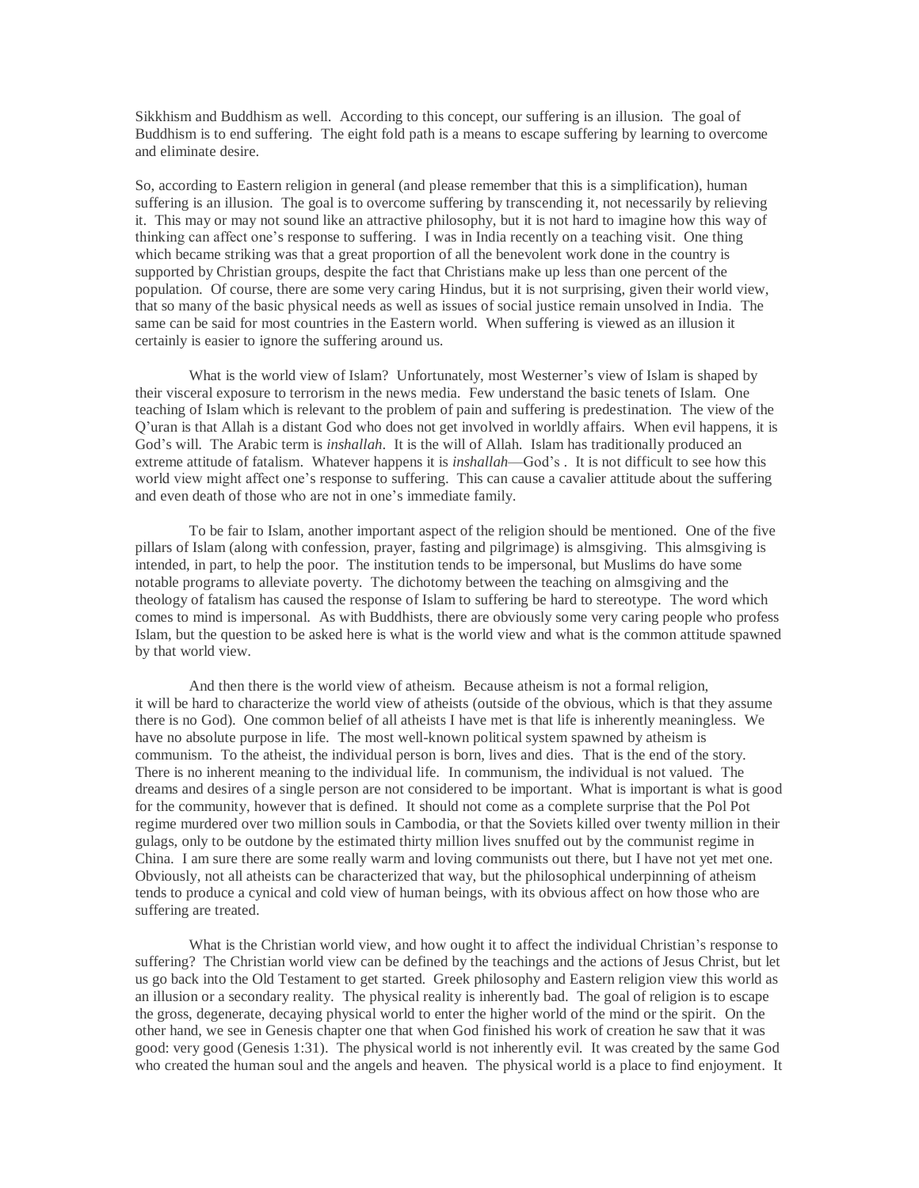Sikkhism and Buddhism as well. According to this concept, our suffering is an illusion. The goal of Buddhism is to end suffering. The eight fold path is a means to escape suffering by learning to overcome and eliminate desire.

So, according to Eastern religion in general (and please remember that this is a simplification), human suffering is an illusion. The goal is to overcome suffering by transcending it, not necessarily by relieving it. This may or may not sound like an attractive philosophy, but it is not hard to imagine how this way of thinking can affect one's response to suffering. I was in India recently on a teaching visit. One thing which became striking was that a great proportion of all the benevolent work done in the country is supported by Christian groups, despite the fact that Christians make up less than one percent of the population. Of course, there are some very caring Hindus, but it is not surprising, given their world view, that so many of the basic physical needs as well as issues of social justice remain unsolved in India. The same can be said for most countries in the Eastern world. When suffering is viewed as an illusion it certainly is easier to ignore the suffering around us.

What is the world view of Islam? Unfortunately, most Westerner's view of Islam is shaped by their visceral exposure to terrorism in the news media. Few understand the basic tenets of Islam. One teaching of Islam which is relevant to the problem of pain and suffering is predestination. The view of the Q'uran is that Allah is a distant God who does not get involved in worldly affairs. When evil happens, it is God's will. The Arabic term is *inshallah*. It is the will of Allah. Islam has traditionally produced an extreme attitude of fatalism. Whatever happens it is *inshallah*—God's . It is not difficult to see how this world view might affect one's response to suffering. This can cause a cavalier attitude about the suffering and even death of those who are not in one's immediate family.

To be fair to Islam, another important aspect of the religion should be mentioned. One of the five pillars of Islam (along with confession, prayer, fasting and pilgrimage) is almsgiving. This almsgiving is intended, in part, to help the poor. The institution tends to be impersonal, but Muslims do have some notable programs to alleviate poverty. The dichotomy between the teaching on almsgiving and the theology of fatalism has caused the response of Islam to suffering be hard to stereotype. The word which comes to mind is impersonal. As with Buddhists, there are obviously some very caring people who profess Islam, but the question to be asked here is what is the world view and what is the common attitude spawned by that world view.

And then there is the world view of atheism. Because atheism is not a formal religion, it will be hard to characterize the world view of atheists (outside of the obvious, which is that they assume there is no God). One common belief of all atheists I have met is that life is inherently meaningless. We have no absolute purpose in life. The most well-known political system spawned by atheism is communism. To the atheist, the individual person is born, lives and dies. That is the end of the story. There is no inherent meaning to the individual life. In communism, the individual is not valued. The dreams and desires of a single person are not considered to be important. What is important is what is good for the community, however that is defined. It should not come as a complete surprise that the Pol Pot regime murdered over two million souls in Cambodia, or that the Soviets killed over twenty million in their gulags, only to be outdone by the estimated thirty million lives snuffed out by the communist regime in China. I am sure there are some really warm and loving communists out there, but I have not yet met one. Obviously, not all atheists can be characterized that way, but the philosophical underpinning of atheism tends to produce a cynical and cold view of human beings, with its obvious affect on how those who are suffering are treated.

What is the Christian world view, and how ought it to affect the individual Christian's response to suffering? The Christian world view can be defined by the teachings and the actions of Jesus Christ, but let us go back into the Old Testament to get started. Greek philosophy and Eastern religion view this world as an illusion or a secondary reality. The physical reality is inherently bad. The goal of religion is to escape the gross, degenerate, decaying physical world to enter the higher world of the mind or the spirit. On the other hand, we see in Genesis chapter one that when God finished his work of creation he saw that it was good: very good (Genesis 1:31). The physical world is not inherently evil. It was created by the same God who created the human soul and the angels and heaven. The physical world is a place to find enjoyment. It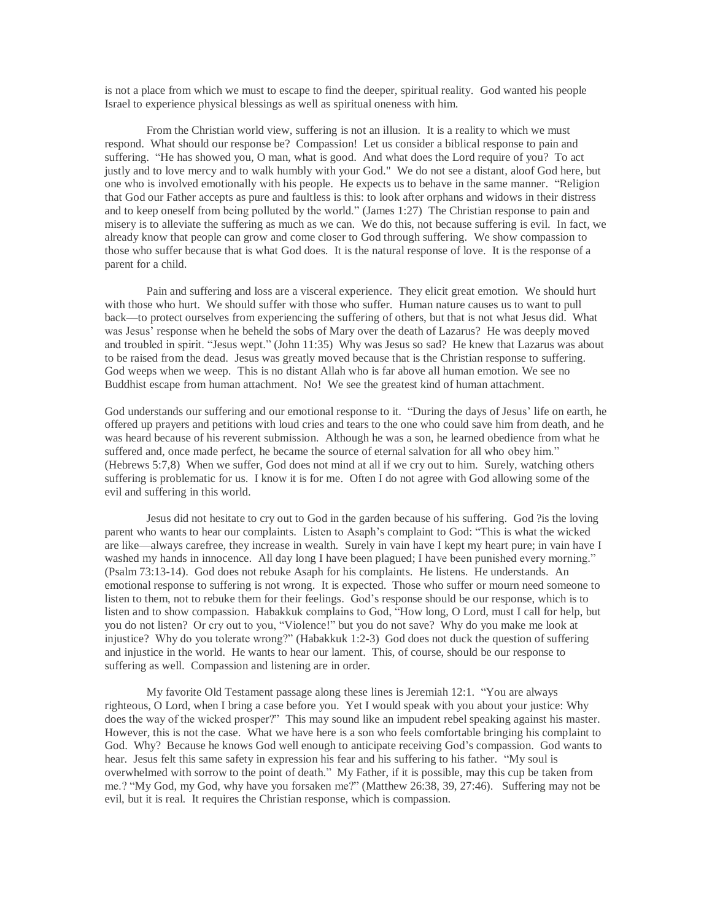is not a place from which we must to escape to find the deeper, spiritual reality. God wanted his people Israel to experience physical blessings as well as spiritual oneness with him.

From the Christian world view, suffering is not an illusion. It is a reality to which we must respond. What should our response be? Compassion! Let us consider a biblical response to pain and suffering. "He has showed you, O man, what is good. And what does the Lord require of you? To act justly and to love mercy and to walk humbly with your God." We do not see a distant, aloof God here, but one who is involved emotionally with his people. He expects us to behave in the same manner. "Religion that God our Father accepts as pure and faultless is this: to look after orphans and widows in their distress and to keep oneself from being polluted by the world." (James 1:27) The Christian response to pain and misery is to alleviate the suffering as much as we can. We do this, not because suffering is evil. In fact, we already know that people can grow and come closer to God through suffering. We show compassion to those who suffer because that is what God does. It is the natural response of love. It is the response of a parent for a child.

Pain and suffering and loss are a visceral experience. They elicit great emotion. We should hurt with those who hurt. We should suffer with those who suffer. Human nature causes us to want to pull back—to protect ourselves from experiencing the suffering of others, but that is not what Jesus did. What was Jesus' response when he beheld the sobs of Mary over the death of Lazarus? He was deeply moved and troubled in spirit. "Jesus wept." (John 11:35) Why was Jesus so sad? He knew that Lazarus was about to be raised from the dead. Jesus was greatly moved because that is the Christian response to suffering. God weeps when we weep. This is no distant Allah who is far above all human emotion. We see no Buddhist escape from human attachment. No! We see the greatest kind of human attachment.

God understands our suffering and our emotional response to it. "During the days of Jesus' life on earth, he offered up prayers and petitions with loud cries and tears to the one who could save him from death, and he was heard because of his reverent submission. Although he was a son, he learned obedience from what he suffered and, once made perfect, he became the source of eternal salvation for all who obey him." (Hebrews 5:7,8) When we suffer, God does not mind at all if we cry out to him. Surely, watching others suffering is problematic for us. I know it is for me. Often I do not agree with God allowing some of the evil and suffering in this world.

Jesus did not hesitate to cry out to God in the garden because of his suffering. God ?is the loving parent who wants to hear our complaints. Listen to Asaph's complaint to God: "This is what the wicked are like—always carefree, they increase in wealth. Surely in vain have I kept my heart pure; in vain have I washed my hands in innocence. All day long I have been plagued; I have been punished every morning." (Psalm 73:13-14). God does not rebuke Asaph for his complaints. He listens. He understands. An emotional response to suffering is not wrong. It is expected. Those who suffer or mourn need someone to listen to them, not to rebuke them for their feelings. God's response should be our response, which is to listen and to show compassion. Habakkuk complains to God, "How long, O Lord, must I call for help, but you do not listen? Or cry out to you, "Violence!" but you do not save? Why do you make me look at injustice? Why do you tolerate wrong?" (Habakkuk 1:2-3) God does not duck the question of suffering and injustice in the world. He wants to hear our lament. This, of course, should be our response to suffering as well. Compassion and listening are in order.

My favorite Old Testament passage along these lines is Jeremiah 12:1. "You are always righteous, O Lord, when I bring a case before you. Yet I would speak with you about your justice: Why does the way of the wicked prosper?" This may sound like an impudent rebel speaking against his master. However, this is not the case. What we have here is a son who feels comfortable bringing his complaint to God. Why? Because he knows God well enough to anticipate receiving God's compassion. God wants to hear. Jesus felt this same safety in expression his fear and his suffering to his father. "My soul is overwhelmed with sorrow to the point of death." My Father, if it is possible, may this cup be taken from me.? "My God, my God, why have you forsaken me?" (Matthew 26:38, 39, 27:46). Suffering may not be evil, but it is real. It requires the Christian response, which is compassion.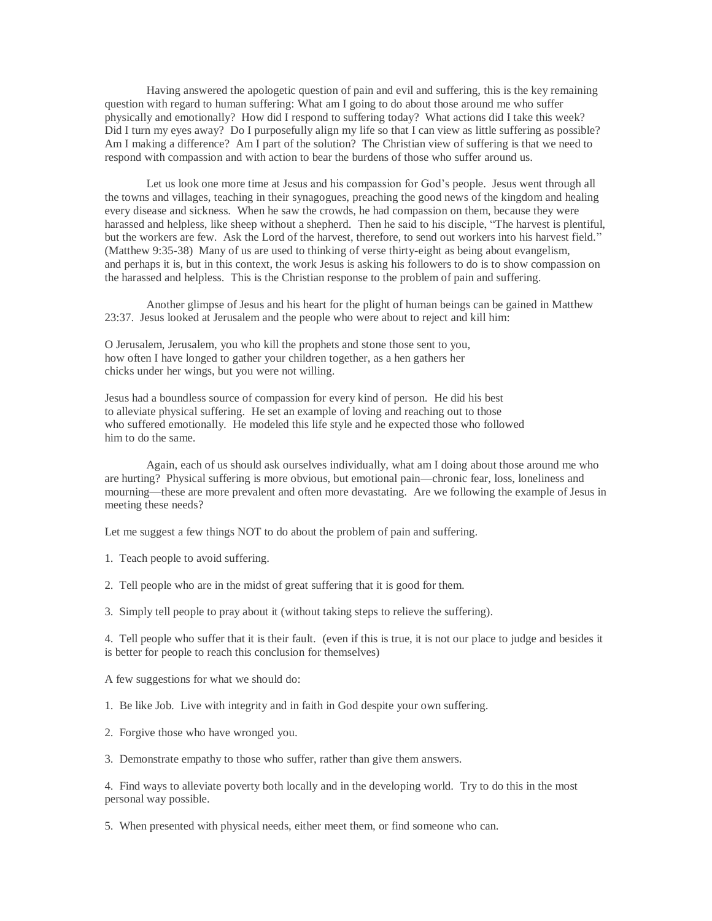Having answered the apologetic question of pain and evil and suffering, this is the key remaining question with regard to human suffering: What am I going to do about those around me who suffer physically and emotionally? How did I respond to suffering today? What actions did I take this week? Did I turn my eyes away? Do I purposefully align my life so that I can view as little suffering as possible? Am I making a difference? Am I part of the solution? The Christian view of suffering is that we need to respond with compassion and with action to bear the burdens of those who suffer around us.

Let us look one more time at Jesus and his compassion for God's people. Jesus went through all the towns and villages, teaching in their synagogues, preaching the good news of the kingdom and healing every disease and sickness. When he saw the crowds, he had compassion on them, because they were harassed and helpless, like sheep without a shepherd. Then he said to his disciple, "The harvest is plentiful, but the workers are few. Ask the Lord of the harvest, therefore, to send out workers into his harvest field." (Matthew 9:35-38) Many of us are used to thinking of verse thirty-eight as being about evangelism, and perhaps it is, but in this context, the work Jesus is asking his followers to do is to show compassion on the harassed and helpless. This is the Christian response to the problem of pain and suffering.

Another glimpse of Jesus and his heart for the plight of human beings can be gained in Matthew 23:37. Jesus looked at Jerusalem and the people who were about to reject and kill him:

O Jerusalem, Jerusalem, you who kill the prophets and stone those sent to you, how often I have longed to gather your children together, as a hen gathers her chicks under her wings, but you were not willing.

Jesus had a boundless source of compassion for every kind of person. He did his best to alleviate physical suffering. He set an example of loving and reaching out to those who suffered emotionally. He modeled this life style and he expected those who followed him to do the same.

Again, each of us should ask ourselves individually, what am I doing about those around me who are hurting? Physical suffering is more obvious, but emotional pain—chronic fear, loss, loneliness and mourning—these are more prevalent and often more devastating. Are we following the example of Jesus in meeting these needs?

Let me suggest a few things NOT to do about the problem of pain and suffering.

1. Teach people to avoid suffering.

2. Tell people who are in the midst of great suffering that it is good for them.

3. Simply tell people to pray about it (without taking steps to relieve the suffering).

4. Tell people who suffer that it is their fault. (even if this is true, it is not our place to judge and besides it is better for people to reach this conclusion for themselves)

A few suggestions for what we should do:

1. Be like Job. Live with integrity and in faith in God despite your own suffering.

2. Forgive those who have wronged you.

3. Demonstrate empathy to those who suffer, rather than give them answers.

4. Find ways to alleviate poverty both locally and in the developing world. Try to do this in the most personal way possible.

5. When presented with physical needs, either meet them, or find someone who can.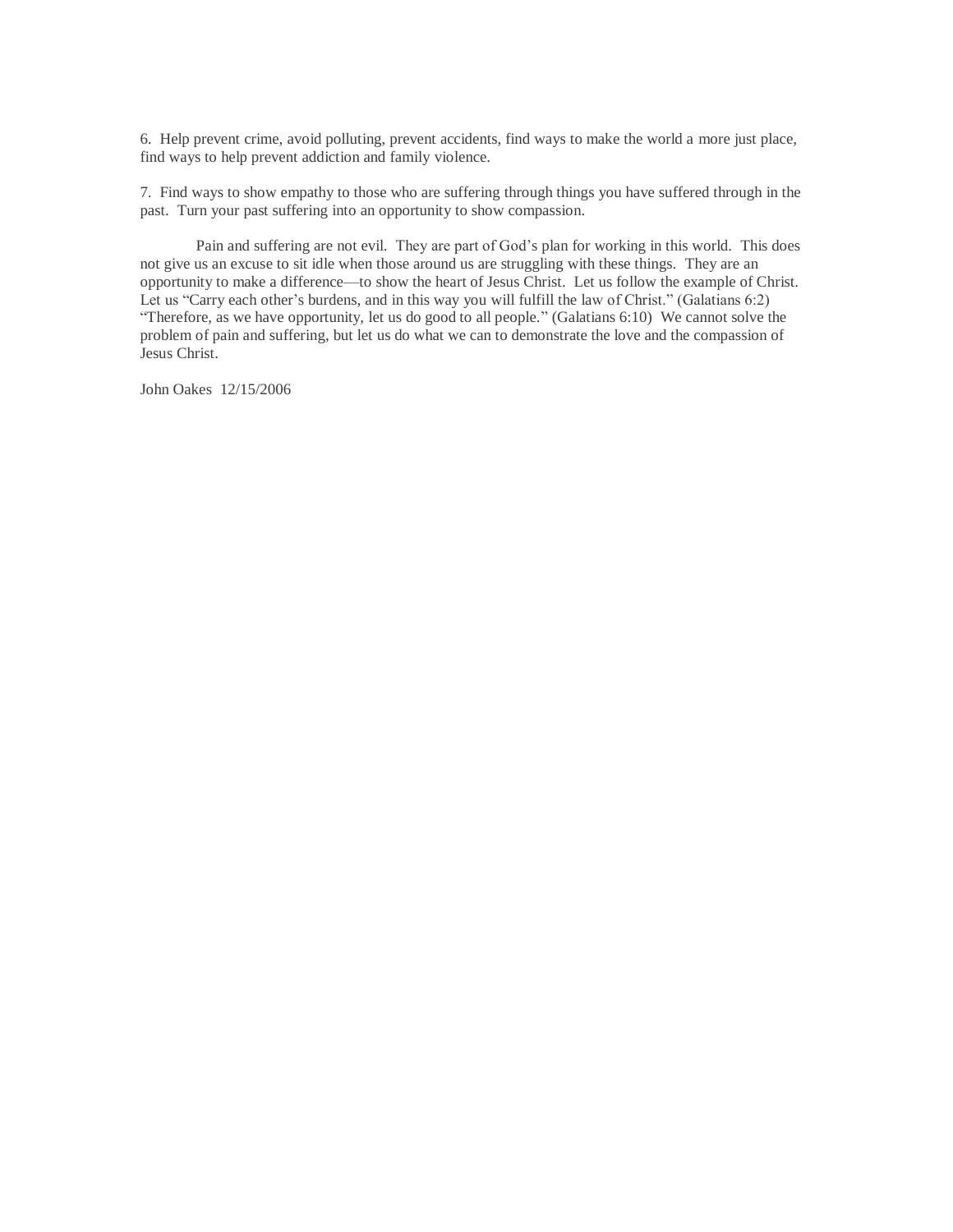6. Help prevent crime, avoid polluting, prevent accidents, find ways to make the world a more just place, find ways to help prevent addiction and family violence.

7. Find ways to show empathy to those who are suffering through things you have suffered through in the past. Turn your past suffering into an opportunity to show compassion.

Pain and suffering are not evil. They are part of God's plan for working in this world. This does not give us an excuse to sit idle when those around us are struggling with these things. They are an opportunity to make a difference—to show the heart of Jesus Christ. Let us follow the example of Christ. Let us "Carry each other's burdens, and in this way you will fulfill the law of Christ." (Galatians 6:2) "Therefore, as we have opportunity, let us do good to all people." (Galatians 6:10) We cannot solve the problem of pain and suffering, but let us do what we can to demonstrate the love and the compassion of Jesus Christ.

John Oakes 12/15/2006